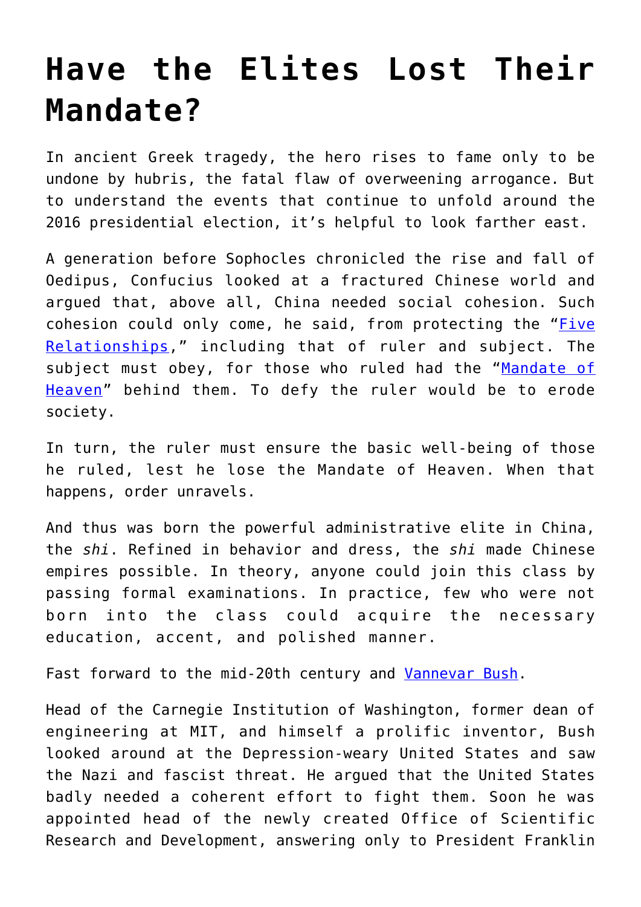# Have the Elites Lost Their Mandate?

In ancient Greek tragedy, the hero rises to fame only to be undone by hubris, the fatal flaw of overweening arrogance. But to understand the events that continue to unfold around the 2016 presidential election, it's helpful to look farther east.

A generation before Sophocles chronicled the rise and fall of Oedipus, Confucius looked at a fractured Chinese world and argued that, above all, China needed social cohesion. Such cohesion could only come, he said, from protecting the "Five Relationships," including that of ruler and subject. The subject must obey, for those who ruled had the "Mandate of Heaven" behind them. To defy the ruler would be to erode society.

In turn, the ruler must ensure the basic well-being of those he ruled, lest he lose the Mandate of Heaven. When that happens, order unravels.

And thus was born the powerful administrative elite in China, the *shi*. Refined in behavior and dress, the *shi* made Chinese empires possible. In theory, anyone could join this class by passing formal examinations. In practice, few who were not born into the class could acquire the necessary education, accent, and polished manner.

Fast forward to the mid-20th century and Vannevar Bush.

Head of the Carnegie Institution of Washington, former dean of engineering at MIT, and himself a prolific inventor, Bush looked around at the Depression-weary United States and saw the Nazi and fascist threat. He argued that the United States badly needed a coherent effort to fight them. Soon he was appointed head of the newly created Office of Scientific Research and Development, answering only to President Franklin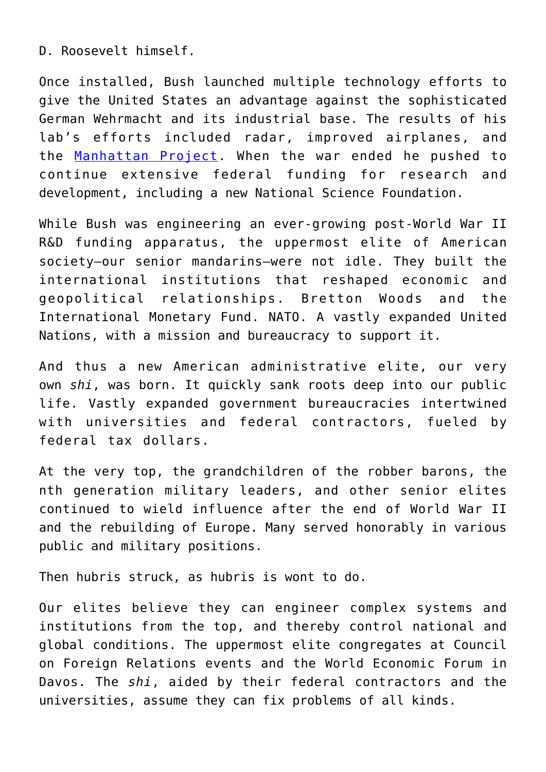D. Roosevelt himself.

Once installed, Bush launched multiple technology efforts to give the United States an advantage against the sophisticated German Wehrmacht and its industrial base. The results of his lab's efforts included radar, improved airplanes, and the Manhattan Project. When the war ended he pushed to continue extensive federal funding for research and development, including a new National Science Foundation.

While Bush was engineering an ever-growing post-World War II R&D funding apparatus, the uppermost elite of American society—our senior mandarins—were not idle. They built the international institutions that reshaped economic and geopolitical relationships. Bretton Woods and the International Monetary Fund. NATO. A vastly expanded United Nations, with a mission and bureaucracy to support it.

And thus a new American administrative elite, our very own *shi*, was born. It quickly sank roots deep into our public life. Vastly expanded government bureaucracies intertwined with universities and federal contractors, fueled by federal tax dollars.

At the very top, the grandchildren of the robber barons, the nth generation military leaders, and other senior elites continued to wield influence after the end of World War II and the rebuilding of Europe. Many served honorably in various public and military positions.

Then hubris struck, as hubris is wont to do.

Our elites believe they can engineer complex systems and institutions from the top, and thereby control national and global conditions. The uppermost elite congregates at Council on Foreign Relations events and the World Economic Forum in Davos. The *shi*, aided by their federal contractors and the universities, assume they can fix problems of all kinds.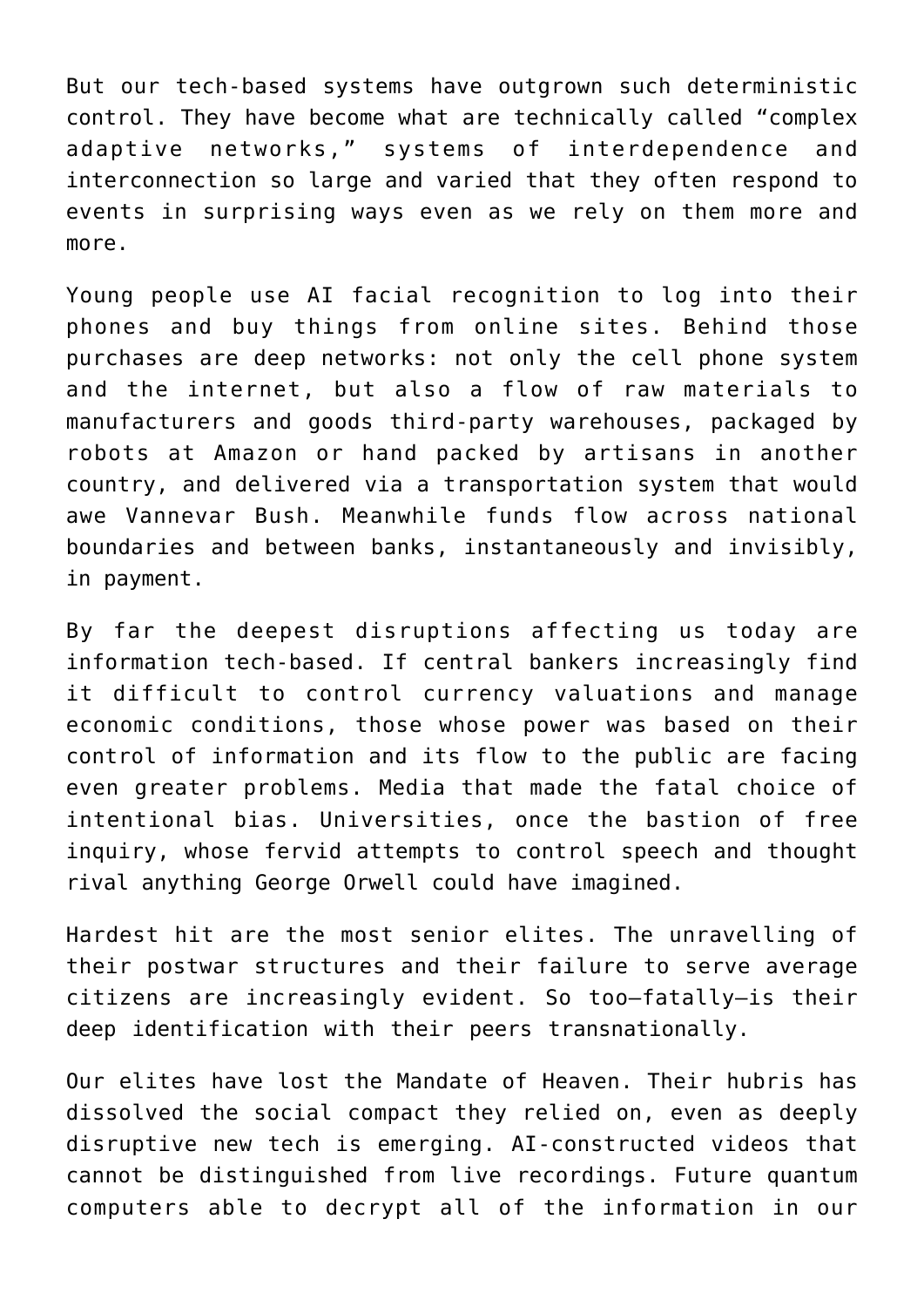But our tech-based systems have outgrown such deterministic control. They have become what are technically called “complex adaptive networks,” systems of interdependence and interconnection so large and varied that they often respond to events in surprising ways even as we rely on them more and more.

Young people use AI facial recognition to log into their phones and buy things from online sites. Behind those purchases are deep networks: not only the cell phone system and the internet, but also a flow of raw materials to manufacturers and goods third-party warehouses, packaged by robots at Amazon or hand packed by artisans in another country, and delivered via a transportation system that would awe Vannevar Bush. Meanwhile funds flow across national boundaries and between banks, instantaneously and invisibly, in payment.

By far the deepest disruptions affecting us today are information tech-based. If central bankers increasingly find it difficult to control currency valuations and manage economic conditions, those whose power was based on their control of information and its flow to the public are facing even greater problems. Media that made the fatal choice of intentional bias. Universities, once the bastion of free inquiry, whose fervid attempts to control speech and thought rival anything George Orwell could have imagined.

Hardest hit are the most senior elites. The unravelling of their postwar structures and their failure to serve average citizens are increasingly evident. So too—fatally—is their deep identification with their peers transnationally.

Our elites have lost the Mandate of Heaven. Their hubris has dissolved the social compact they relied on, even as deeply disruptive new tech is emerging. AI-constructed videos that cannot be distinguished from live recordings. Future quantum computers able to decrypt all of the information in our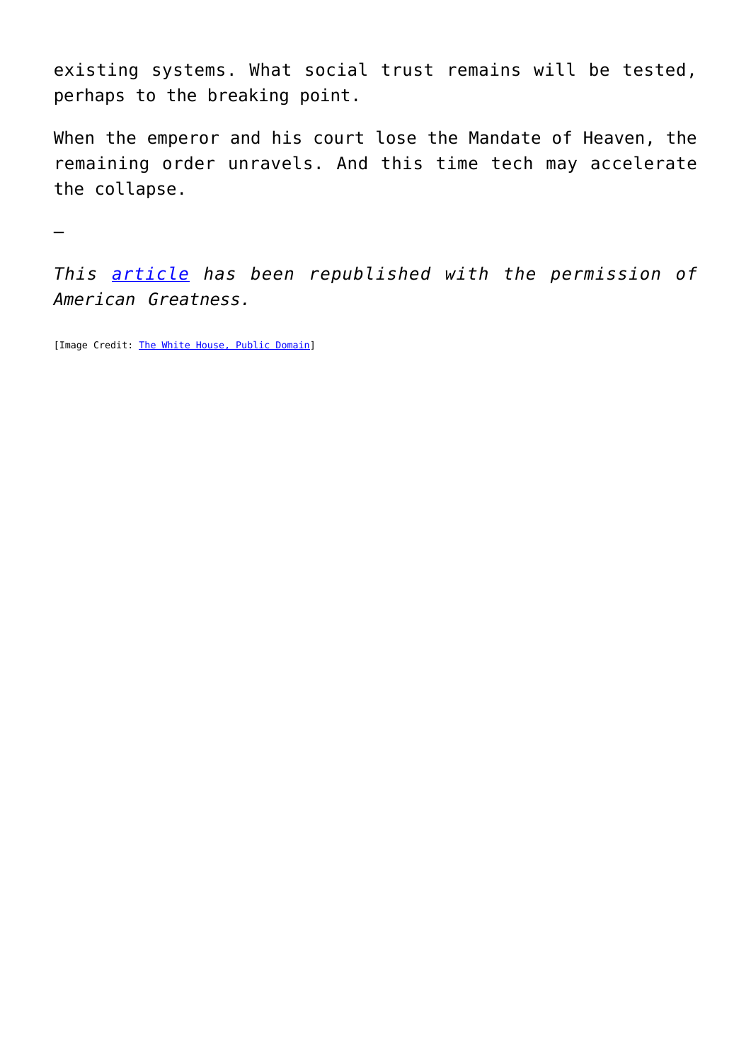existing systems. What social trust remains will be tested, perhaps to the breaking point.

When the emperor and his court lose the Mandate of Heaven, the remaining order unravels. And this time tech may accelerate the collapse.

—

*This article has been republished with the permission of American Greatness.*

[Image Credit: The White House, Public Domain]